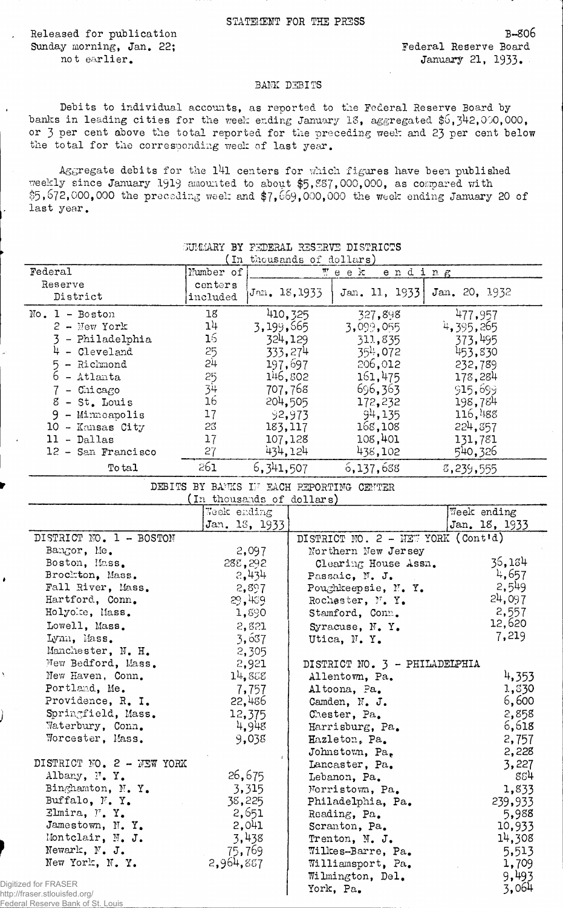STATEMENT FOR THE PRESS

Released for publication
Sunday morning, Jan. 22;
not earlier.

B-806
Federal Reserve Board
January 21, 1933.

## BANK DEBITS

Debits to individual accounts, as reported to the Federal Reserve Board by banks in leading cities for the week ending January 18, aggregated $6,342,000,000, or 3 per cent above the total reported for the preceding week and 23 per cent below the total for the corresponding week of last year.

Aggregate debits for the 141 centers for which figures have been published weekly since January 1919 amounted to about $5,887,000,000, as compared with $5,672,000,000 the preceding week and $7,669,000,000 the week ending January 20 of last year.

SUMMARY BY FEDERAL RESERVE DISTRICTS
(In thousands of dollars)

| Federal Reserve District | Number of centers included | Week ending Jan. 18, 1933 | Week ending Jan. 11, 1933 | Week ending Jan. 20, 1932 |
|---|---|---|---|---|
| No. 1 - Boston | 18 | 410,325 | 327,898 | 477,957 |
| 2 - New York | 14 | 3,199,665 | 3,099,055 | 4,395,265 |
| 3 - Philadelphia | 16 | 324,129 | 311,835 | 373,495 |
| 4 - Cleveland | 25 | 333,274 | 354,072 | 453,830 |
| 5 - Richmond | 24 | 197,697 | 206,012 | 232,789 |
| 6 - Atlanta | 25 | 146,802 | 161,475 | 178,284 |
| 7 - Chicago | 34 | 707,768 | 696,363 | 915,699 |
| 8 - St. Louis | 16 | 204,505 | 172,232 | 198,784 |
| 9 - Minneapolis | 17 | 92,973 | 94,135 | 116,488 |
| 10 - Kansas City | 28 | 183,117 | 168,108 | 224,857 |
| 11 - Dallas | 17 | 107,128 | 108,401 | 131,781 |
| 12 - San Francisco | 27 | 434,124 | 438,102 | 540,326 |
| Total | 261 | 6,341,507 | 6,137,688 | 8,239,555 |

DEBITS BY BANKS IN EACH REPORTING CENTER
(In thousands of dollars)

| | Week ending Jan. 18, 1933 | | Week ending Jan. 18, 1933 |
|---|---|---|---|
| DISTRICT NO. 1 - BOSTON | | DISTRICT NO. 2 - NEW YORK (Cont'd) | |
| Bangor, Me. | 2,097 | Northern New Jersey Clearing House Assn. | 36,184 |
| Boston, Mass. | 288,292 | Passaic, N. J. | 4,657 |
| Brockton, Mass. | 2,434 | Poughkeepsie, N. Y. | 2,549 |
| Fall River, Mass. | 2,897 | Rochester, N. Y. | 24,097 |
| Hartford, Conn. | 29,459 | Stamford, Conn. | 2,557 |
| Holyoke, Mass. | 1,890 | Syracuse, N. Y. | 12,620 |
| Lowell, Mass. | 2,821 | Utica, N. Y. | 7,219 |
| Lynn, Mass. | 3,687 | | |
| Manchester, N. H. | 2,305 | | |
| New Bedford, Mass. | 2,921 | DISTRICT NO. 3 - PHILADELPHIA | |
| New Haven, Conn. | 14,888 | Allentown, Pa. | 4,353 |
| Portland, Me. | 7,757 | Altoona, Pa. | 1,830 |
| Providence, R. I. | 22,486 | Camden, N. J. | 6,600 |
| Springfield, Mass. | 12,375 | Chester, Pa. | 2,858 |
| Waterbury, Conn. | 4,948 | Harrisburg, Pa. | 6,618 |
| Worcester, Mass. | 9,038 | Hazleton, Pa. | 2,757 |
| | | Johnstown, Pa. | 2,228 |
| DISTRICT NO. 2 - NEW YORK | | Lancaster, Pa. | 3,227 |
| Albany, N. Y. | 26,675 | Lebanon, Pa. | 884 |
| Binghamton, N. Y. | 3,315 | Norristown, Pa. | 1,833 |
| Buffalo, N. Y. | 38,225 | Philadelphia, Pa. | 239,933 |
| Elmira, N. Y. | 2,651 | Reading, Pa. | 5,988 |
| Jamestown, N. Y. | 2,041 | Scranton, Pa. | 10,933 |
| Montclair, N. J. | 3,438 | Trenton, N. J. | 14,308 |
| Newark, N. J. | 75,769 | Wilkes-Barre, Pa. | 5,513 |
| New York, N. Y. | 2,964,887 | Williamsport, Pa. | 1,709 |
| | | Wilmington, Del. | 9,493 |
| | | York, Pa. | 3,064 |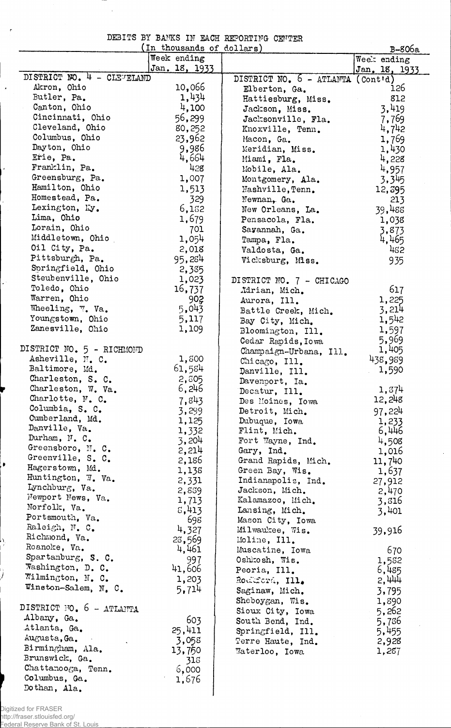# DEBITS BY BANKS IN EACH REPORTING CENTER

(In thousands of dollars)

B-806a

| | Week ending Jan. 18, 1933 |
|---|---|
| **DISTRICT NO. 4 - CLEVELAND** | |
| Akron, Ohio | 10,066 |
| Butler, Pa. | 1,434 |
| Canton, Ohio | 4,100 |
| Cincinnati, Ohio | 56,299 |
| Cleveland, Ohio | 80,252 |
| Columbus, Ohio | 23,962 |
| Dayton, Ohio | 9,986 |
| Erie, Pa. | 4,664 |
| Franklin, Pa. | 428 |
| Greensburg, Pa. | 1,007 |
| Hamilton, Ohio | 1,513 |
| Homestead, Pa. | 329 |
| Lexington, Ky. | 6,182 |
| Lima, Ohio | 1,679 |
| Lorain, Ohio | 701 |
| Middletown, Ohio | 1,054 |
| Oil City, Pa. | 2,018 |
| Pittsburgh, Pa. | 95,284 |
| Springfield, Ohio | 2,385 |
| Steubenville, Ohio | 1,023 |
| Toledo, Ohio | 16,737 |
| Warren, Ohio | 902 |
| Wheeling, W. Va. | 5,043 |
| Youngstown, Ohio | 5,117 |
| Zanesville, Ohio | 1,109 |
| **DISTRICT NO. 5 - RICHMOND** | |
| Asheville, N. C. | 1,800 |
| Baltimore, Md. | 61,584 |
| Charleston, S. C. | 2,805 |
| Charleston, W. Va. | 6,246 |
| Charlotte, N. C. | 7,843 |
| Columbia, S. C. | 3,299 |
| Cumberland, Md. | 1,125 |
| Danville, Va. | 1,332 |
| Durham, N. C. | 3,204 |
| Greensboro, N. C. | 2,214 |
| Greenville, S. C. | 2,186 |
| Hagerstown, Md. | 1,138 |
| Huntington, W. Va. | 2,331 |
| Lynchburg, Va. | 2,889 |
| Newport News, Va. | 1,713 |
| Norfolk, Va. | 8,413 |
| Portsmouth, Va. | 698 |
| Raleigh, N. C. | 4,327 |
| Richmond, Va. | 28,569 |
| Roanoke, Va. | 4,461 |
| Spartanburg, S. C. | 997 |
| Washington, D. C. | 41,606 |
| Wilmington, N. C. | 1,203 |
| Winston-Salem, N. C. | 5,714 |
| **DISTRICT NO. 6 - ATLANTA** | |
| Albany, Ga. | 603 |
| Atlanta, Ga. | 25,411 |
| Augusta, Ga. | 3,058 |
| Birmingham, Ala. | 13,750 |
| Brunswick, Ga. | 318 |
| Chattanooga, Tenn. | 6,000 |
| Columbus, Ga. | 1,676 |
| Dothan, Ala. | |
| **DISTRICT NO. 6 - ATLANTA (Cont'd)** | |
| Elberton, Ga. | 126 |
| Hattiesburg, Miss. | 812 |
| Jackson, Miss. | 3,419 |
| Jacksonville, Fla. | 7,769 |
| Knoxville, Tenn. | 4,742 |
| Macon, Ga. | 1,769 |
| Meridian, Miss. | 1,430 |
| Miami, Fla. | 4,228 |
| Mobile, Ala. | 4,957 |
| Montgomery, Ala. | 3,345 |
| Nashville, Tenn. | 12,395 |
| Newnan, Ga. | 213 |
| New Orleans, La. | 39,488 |
| Pensacola, Fla. | 1,038 |
| Savannah, Ga. | 3,873 |
| Tampa, Fla. | 4,465 |
| Valdosta, Ga. | 482 |
| Vicksburg, Miss. | 935 |
| **DISTRICT NO. 7 - CHICAGO** | |
| Adrian, Mich. | 617 |
| Aurora, Ill. | 1,225 |
| Battle Creek, Mich. | 3,214 |
| Bay City, Mich. | 1,542 |
| Bloomington, Ill. | 1,597 |
| Cedar Rapids, Iowa | 5,969 |
| Champaign-Urbana, Ill. | 1,405 |
| Chicago, Ill. | 438,989 |
| Danville, Ill. | 1,590 |
| Davenport, Ia. | |
| Decatur, Ill. | 1,874 |
| Des Moines, Iowa | 12,248 |
| Detroit, Mich. | 97,224 |
| Dubuque, Iowa | 1,233 |
| Flint, Mich. | 6,446 |
| Fort Wayne, Ind. | 4,508 |
| Gary, Ind. | 1,016 |
| Grand Rapids, Mich. | 11,740 |
| Green Bay, Wis. | 1,637 |
| Indianapolis, Ind. | 27,912 |
| Jackson, Mich. | 2,470 |
| Kalamazoo, Mich. | 3,816 |
| Lansing, Mich. | 3,401 |
| Mason City, Iowa | |
| Milwaukee, Wis. | 39,916 |
| Moline, Ill. | |
| Muscatine, Iowa | 670 |
| Oshkosh, Wis. | 1,582 |
| Peoria, Ill. | 6,485 |
| Rockford, Ill. | 2,444 |
| Saginaw, Mich. | 3,795 |
| Sheboygan, Wis. | 1,890 |
| Sioux City, Iowa | 5,262 |
| South Bend, Ind. | 5,786 |
| Springfield, Ill. | 5,455 |
| Terre Haute, Ind. | 2,928 |
| Waterloo, Iowa | 1,287 |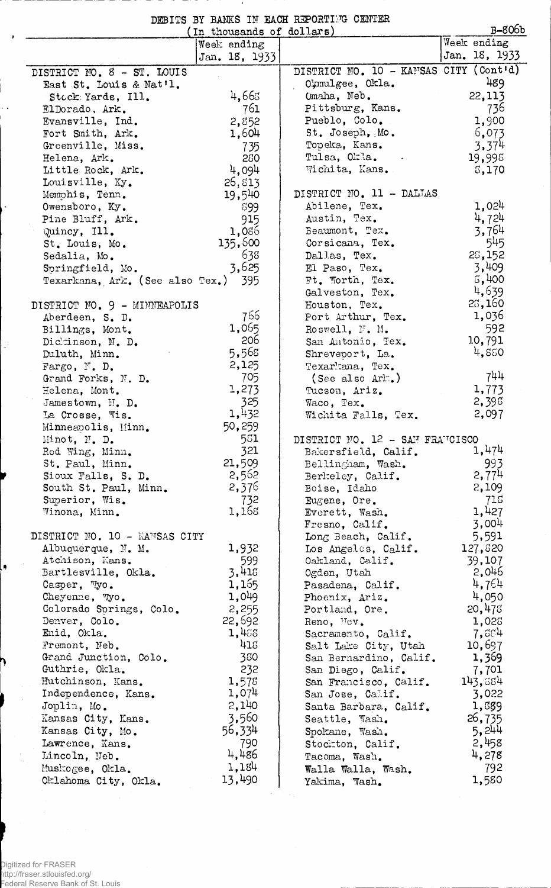DEBITS BY BANKS IN EACH REPORTING CENTER

(In thousands of dollars)

B-806b

| | Week ending Jan. 18, 1933 |
|---|---|
| **DISTRICT NO. 8 - ST. LOUIS** | |
| East St. Louis & Nat'l. Stock Yards, Ill. | 4,668 |
| ElDorado, Ark. | 761 |
| Evansville, Ind. | 2,852 |
| Fort Smith, Ark. | 1,604 |
| Greenville, Miss. | 735 |
| Helena, Ark. | 280 |
| Little Rock, Ark. | 4,094 |
| Louisville, Ky. | 26,813 |
| Memphis, Tenn. | 19,540 |
| Owensboro, Ky. | 899 |
| Pine Bluff, Ark. | 915 |
| Quincy, Ill. | 1,086 |
| St. Louis, Mo. | 135,600 |
| Sedalia, Mo. | 638 |
| Springfield, Mo. | 3,625 |
| Texarkana, Ark. (See also Tex.) | 395 |
| **DISTRICT NO. 9 - MINNEAPOLIS** | |
| Aberdeen, S. D. | 766 |
| Billings, Mont. | 1,065 |
| Dickinson, N. D. | 206 |
| Duluth, Minn. | 5,568 |
| Fargo, N. D. | 2,125 |
| Grand Forks, N. D. | 705 |
| Helena, Mont. | 1,273 |
| Jamestown, N. D. | 325 |
| La Crosse, Wis. | 1,432 |
| Minneapolis, Minn. | 50,259 |
| Minot, N. D. | 581 |
| Red Wing, Minn. | 321 |
| St. Paul, Minn. | 21,509 |
| Sioux Falls, S. D. | 2,562 |
| South St. Paul, Minn. | 2,376 |
| Superior, Wis. | 732 |
| Winona, Minn. | 1,168 |
| **DISTRICT NO. 10 - KANSAS CITY** | |
| Albuquerque, N. M. | 1,932 |
| Atchison, Kans. | 599 |
| Bartlesville, Okla. | 3,418 |
| Casper, Wyo. | 1,165 |
| Cheyenne, Wyo. | 1,049 |
| Colorado Springs, Colo. | 2,255 |
| Denver, Colo. | 22,692 |
| Enid, Okla. | 1,488 |
| Fremont, Neb. | 418 |
| Grand Junction, Colo. | 380 |
| Guthrie, Okla. | 232 |
| Hutchinson, Kans. | 1,578 |
| Independence, Kans. | 1,074 |
| Joplin, Mo. | 2,140 |
| Kansas City, Kans. | 3,560 |
| Kansas City, Mo. | 56,334 |
| Lawrence, Kans. | 790 |
| Lincoln, Neb. | 4,486 |
| Muskogee, Okla. | 1,184 |
| Oklahoma City, Okla. | 13,490 |
| **DISTRICT NO. 10 - KANSAS CITY (Cont'd)** | |
| Okmulgee, Okla. | 489 |
| Omaha, Neb. | 22,113 |
| Pittsburg, Kans. | 736 |
| Pueblo, Colo. | 1,900 |
| St. Joseph, Mo. | 6,073 |
| Topeka, Kans. | 3,374 |
| Tulsa, Okla. | 19,998 |
| Wichita, Kans. | 8,170 |
| **DISTRICT NO. 11 - DALLAS** | |
| Abilene, Tex. | 1,024 |
| Austin, Tex. | 4,724 |
| Beaumont, Tex. | 3,764 |
| Corsicana, Tex. | 545 |
| Dallas, Tex. | 28,152 |
| El Paso, Tex. | 3,409 |
| Ft. Worth, Tex. | 8,400 |
| Galveston, Tex. | 4,639 |
| Houston, Tex. | 28,160 |
| Port Arthur, Tex. | 1,036 |
| Roswell, N. M. | 592 |
| San Antonio, Tex. | 10,791 |
| Shreveport, La. | 4,880 |
| Texarkana, Tex. (See also Ark.) | 744 |
| Tucson, Ariz. | 1,773 |
| Waco, Tex. | 2,398 |
| Wichita Falls, Tex. | 2,097 |
| **DISTRICT NO. 12 - SAN FRANCISCO** | |
| Bakersfield, Calif. | 1,474 |
| Bellingham, Wash. | 993 |
| Berkeley, Calif. | 2,774 |
| Boise, Idaho | 2,109 |
| Eugene, Ore. | 718 |
| Everett, Wash. | 1,427 |
| Fresno, Calif. | 3,004 |
| Long Beach, Calif. | 5,591 |
| Los Angeles, Calif. | 127,820 |
| Oakland, Calif. | 39,107 |
| Ogden, Utah | 2,046 |
| Pasadena, Calif. | 4,764 |
| Phoenix, Ariz. | 4,050 |
| Portland, Ore. | 20,478 |
| Reno, Nev. | 1,028 |
| Sacramento, Calif. | 7,884 |
| Salt Lake City, Utah | 10,697 |
| San Bernardino, Calif. | 1,369 |
| San Diego, Calif. | 7,701 |
| San Francisco, Calif. | 143,884 |
| San Jose, Calif. | 3,022 |
| Santa Barbara, Calif. | 1,889 |
| Seattle, Wash. | 26,735 |
| Spokane, Wash. | 5,244 |
| Stockton, Calif. | 2,458 |
| Tacoma, Wash. | 4,278 |
| Walla Walla, Wash. | 792 |
| Yakima, Wash. | 1,580 |